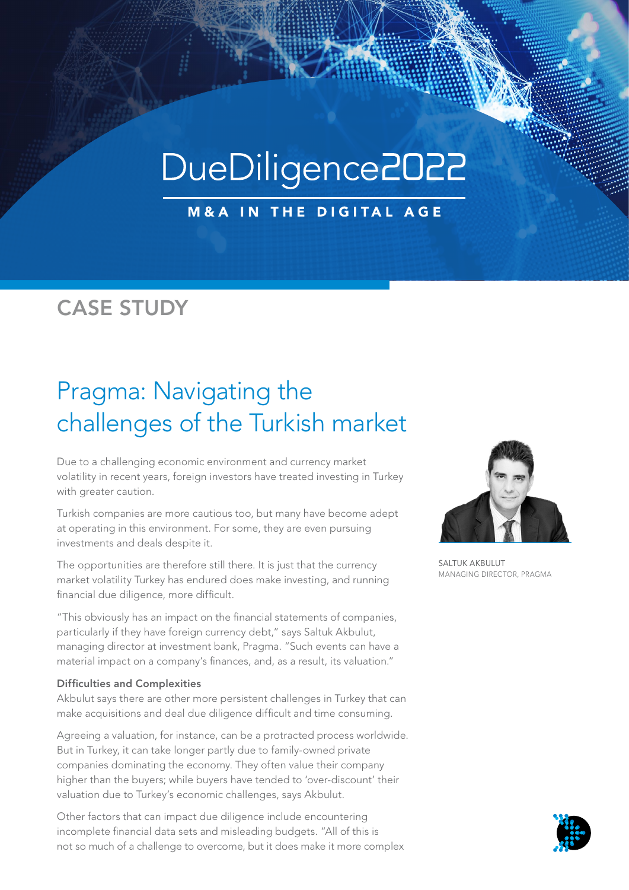# DueDiligence2022

**M&A IN THE DIGITAL AGE**

## CASE STUDY

# Pragma: Navigating the challenges of the Turkish market

Due to a challenging economic environment and currency market volatility in recent years, foreign investors have treated investing in Turkey with greater caution.

Turkish companies are more cautious too, but many have become adept at operating in this environment. For some, they are even pursuing investments and deals despite it.

The opportunities are therefore still there. It is just that the currency market volatility Turkey has endured does make investing, and running financial due diligence, more difficult.

"This obviously has an impact on the financial statements of companies, particularly if they have foreign currency debt," says Saltuk Akbulut, managing director at investment bank, Pragma. "Such events can have a material impact on a company's finances, and, as a result, its valuation."

SALTUK AKBULUT
MANAGING DIRECTOR, PRAGMA

### Difficulties and Complexities

Akbulut says there are other more persistent challenges in Turkey that can make acquisitions and deal due diligence difficult and time consuming.

Agreeing a valuation, for instance, can be a protracted process worldwide. But in Turkey, it can take longer partly due to family-owned private companies dominating the economy. They often value their company higher than the buyers; while buyers have tended to 'over-discount' their valuation due to Turkey's economic challenges, says Akbulut.

Other factors that can impact due diligence include encountering incomplete financial data sets and misleading budgets. "All of this is not so much of a challenge to overcome, but it does make it more complex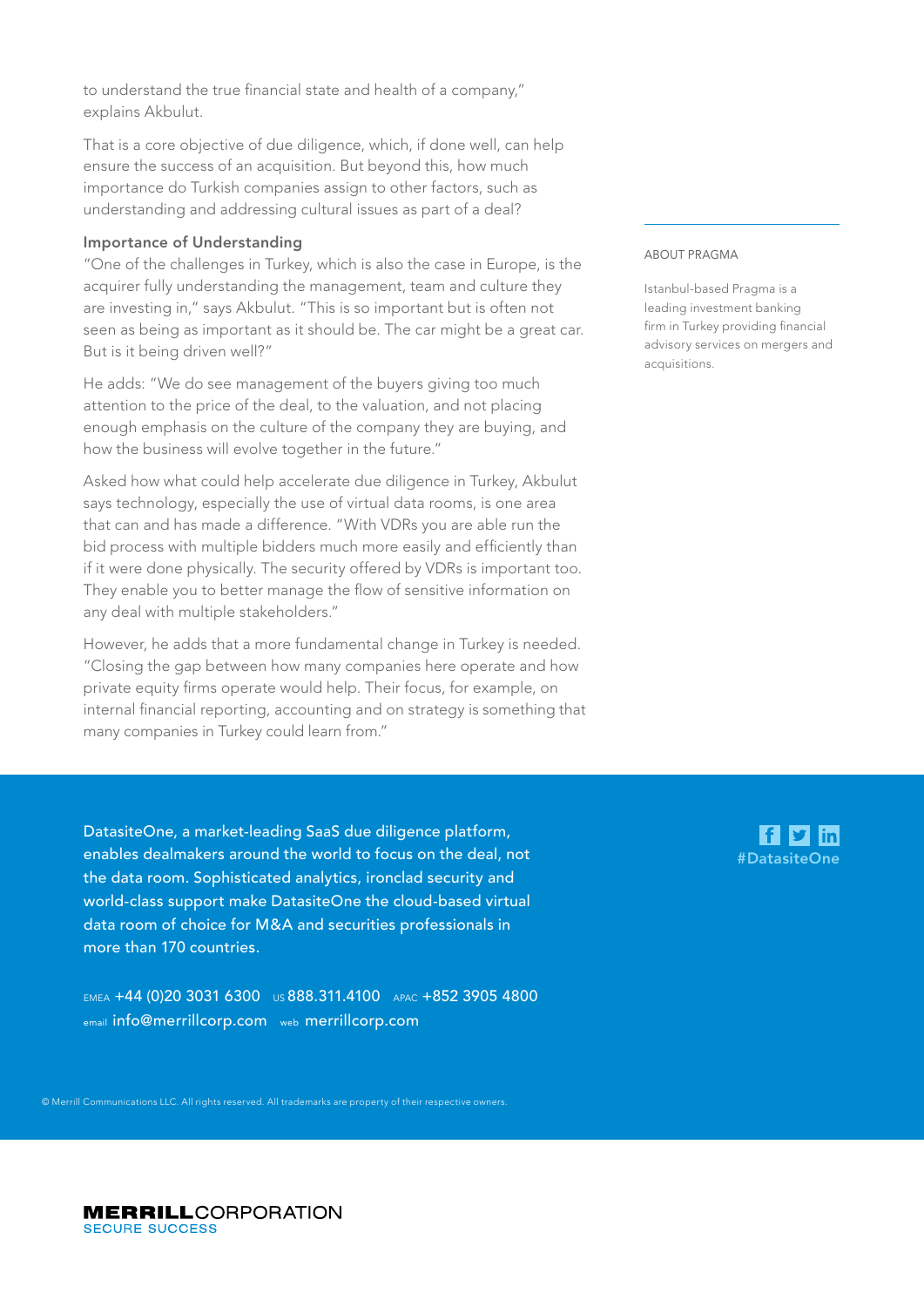to understand the true financial state and health of a company," explains Akbulut.

That is a core objective of due diligence, which, if done well, can help ensure the success of an acquisition. But beyond this, how much importance do Turkish companies assign to other factors, such as understanding and addressing cultural issues as part of a deal?

### Importance of Understanding

"One of the challenges in Turkey, which is also the case in Europe, is the acquirer fully understanding the management, team and culture they are investing in," says Akbulut. "This is so important but is often not seen as being as important as it should be. The car might be a great car. But is it being driven well?"

He adds: "We do see management of the buyers giving too much attention to the price of the deal, to the valuation, and not placing enough emphasis on the culture of the company they are buying, and how the business will evolve together in the future."

Asked how what could help accelerate due diligence in Turkey, Akbulut says technology, especially the use of virtual data rooms, is one area that can and has made a difference. "With VDRs you are able run the bid process with multiple bidders much more easily and efficiently than if it were done physically. The security offered by VDRs is important too. They enable you to better manage the flow of sensitive information on any deal with multiple stakeholders."

However, he adds that a more fundamental change in Turkey is needed. "Closing the gap between how many companies here operate and how private equity firms operate would help. Their focus, for example, on internal financial reporting, accounting and on strategy is something that many companies in Turkey could learn from."

ABOUT PRAGMA

Istanbul-based Pragma is a leading investment banking firm in Turkey providing financial advisory services on mergers and acquisitions.

DatasiteOne, a market-leading SaaS due diligence platform, enables dealmakers around the world to focus on the deal, not the data room. Sophisticated analytics, ironclad security and world-class support make DatasiteOne the cloud-based virtual data room of choice for M&A and securities professionals in more than 170 countries.

#DatasiteOne

EMEA +44 (0)20 3031 6300 US 888.311.4100 APAC +852 3905 4800
email info@merrillcorp.com web merrillcorp.com

© Merrill Communications LLC. All rights reserved. All trademarks are property of their respective owners.

MERRILLCORPORATION
SECURE SUCCESS